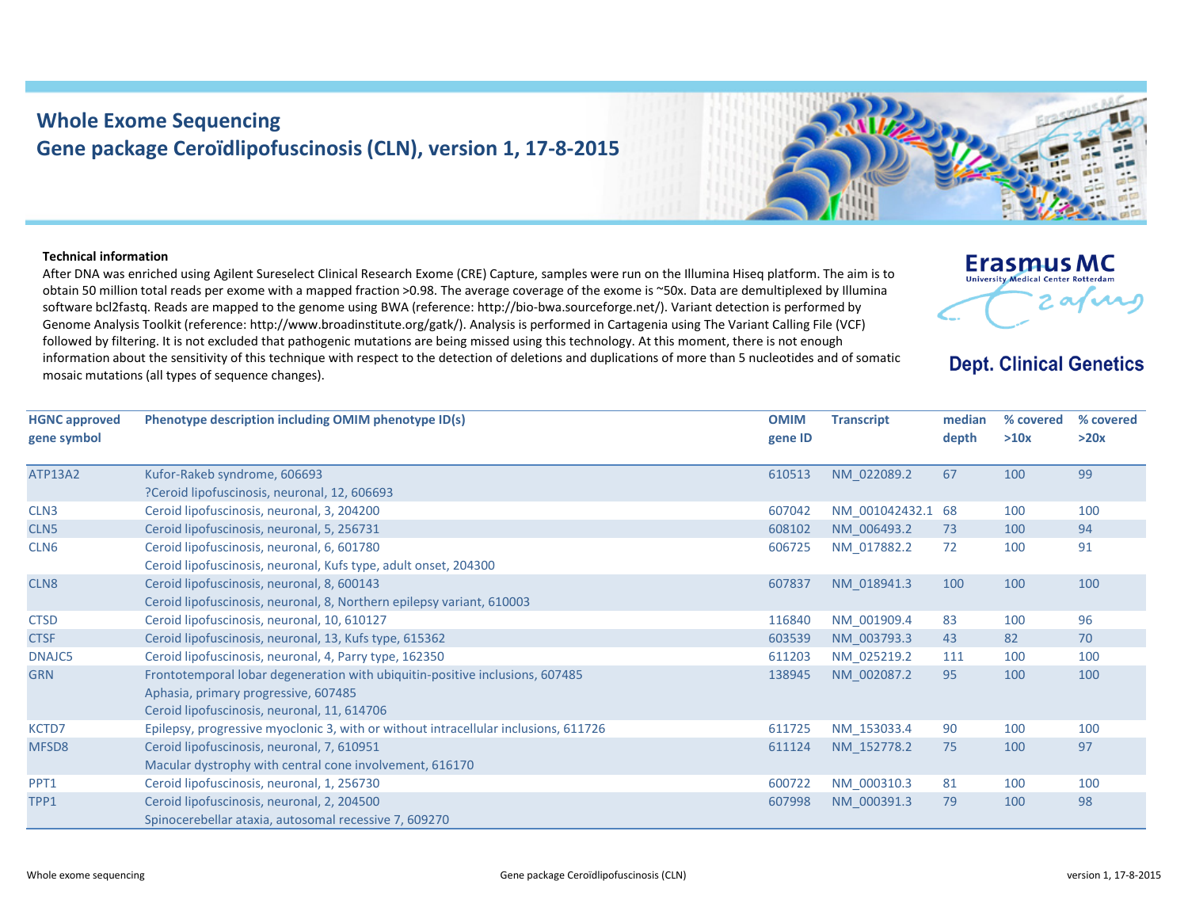# Whole Exome Sequencing
## Gene package Ceroïdlipofuscinosis (CLN), version 1, 17-8-2015

Erasmus MC
University Medical Center Rotterdam

**Dept. Clinical Genetics**

**Technical information**

After DNA was enriched using Agilent Sureselect Clinical Research Exome (CRE) Capture, samples were run on the Illumina Hiseq platform. The aim is to obtain 50 million total reads per exome with a mapped fraction >0.98. The average coverage of the exome is ~50x. Data are demultiplexed by Illumina software bcl2fastq. Reads are mapped to the genome using BWA (reference: http://bio-bwa.sourceforge.net/). Variant detection is performed by Genome Analysis Toolkit (reference: http://www.broadinstitute.org/gatk/). Analysis is performed in Cartagenia using The Variant Calling File (VCF) followed by filtering. It is not excluded that pathogenic mutations are being missed using this technology. At this moment, there is not enough information about the sensitivity of this technique with respect to the detection of deletions and duplications of more than 5 nucleotides and of somatic mosaic mutations (all types of sequence changes).

| HGNC approved gene symbol | Phenotype description including OMIM phenotype ID(s) | OMIM gene ID | Transcript | median depth | % covered >10x | % covered >20x |
|---|---|---|---|---|---|---|
| ATP13A2 | Kufor-Rakeb syndrome, 606693<br>?Ceroid lipofuscinosis, neuronal, 12, 606693 | 610513 | NM_022089.2 | 67 | 100 | 99 |
| CLN3 | Ceroid lipofuscinosis, neuronal, 3, 204200 | 607042 | NM_001042432.1 | 68 | 100 | 100 |
| CLN5 | Ceroid lipofuscinosis, neuronal, 5, 256731 | 608102 | NM_006493.2 | 73 | 100 | 94 |
| CLN6 | Ceroid lipofuscinosis, neuronal, 6, 601780<br>Ceroid lipofuscinosis, neuronal, Kufs type, adult onset, 204300 | 606725 | NM_017882.2 | 72 | 100 | 91 |
| CLN8 | Ceroid lipofuscinosis, neuronal, 8, 600143<br>Ceroid lipofuscinosis, neuronal, 8, Northern epilepsy variant, 610003 | 607837 | NM_018941.3 | 100 | 100 | 100 |
| CTSD | Ceroid lipofuscinosis, neuronal, 10, 610127 | 116840 | NM_001909.4 | 83 | 100 | 96 |
| CTSF | Ceroid lipofuscinosis, neuronal, 13, Kufs type, 615362 | 603539 | NM_003793.3 | 43 | 82 | 70 |
| DNAJC5 | Ceroid lipofuscinosis, neuronal, 4, Parry type, 162350 | 611203 | NM_025219.2 | 111 | 100 | 100 |
| GRN | Frontotemporal lobar degeneration with ubiquitin-positive inclusions, 607485<br>Aphasia, primary progressive, 607485<br>Ceroid lipofuscinosis, neuronal, 11, 614706 | 138945 | NM_002087.2 | 95 | 100 | 100 |
| KCTD7 | Epilepsy, progressive myoclonic 3, with or without intracellular inclusions, 611726 | 611725 | NM_153033.4 | 90 | 100 | 100 |
| MFSD8 | Ceroid lipofuscinosis, neuronal, 7, 610951<br>Macular dystrophy with central cone involvement, 616170 | 611124 | NM_152778.2 | 75 | 100 | 97 |
| PPT1 | Ceroid lipofuscinosis, neuronal, 1, 256730 | 600722 | NM_000310.3 | 81 | 100 | 100 |
| TPP1 | Ceroid lipofuscinosis, neuronal, 2, 204500<br>Spinocerebellar ataxia, autosomal recessive 7, 609270 | 607998 | NM_000391.3 | 79 | 100 | 98 |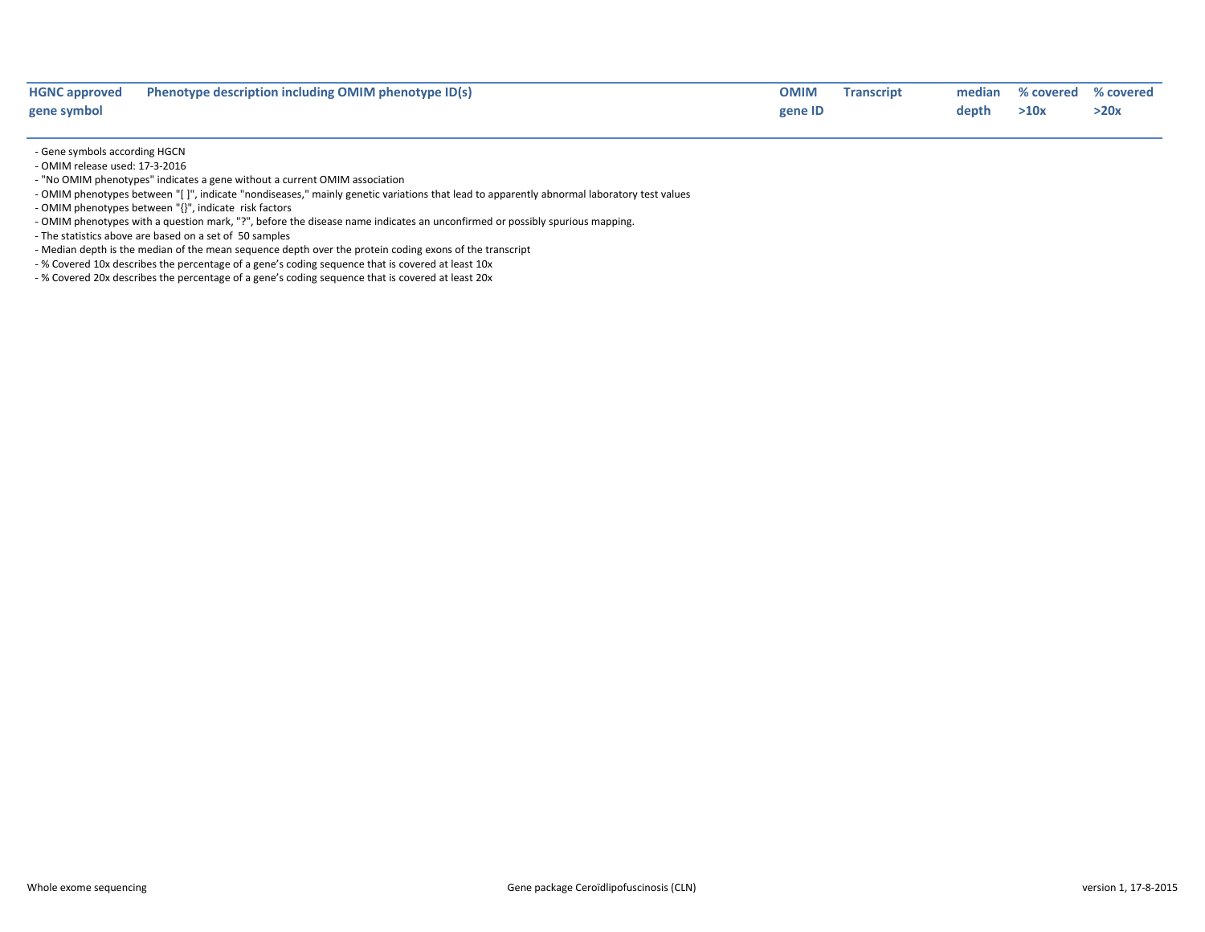| HGNC approved gene symbol | Phenotype description including OMIM phenotype ID(s) | OMIM gene ID | Transcript | median depth | % covered >10x | % covered >20x |
|---|---|---|---|---|---|---|

- Gene symbols according HGCN
- OMIM release used: 17-3-2016
- "No OMIM phenotypes" indicates a gene without a current OMIM association
- OMIM phenotypes between "[ ]", indicate "nondiseases," mainly genetic variations that lead to apparently abnormal laboratory test values
- OMIM phenotypes between "{}", indicate risk factors
- OMIM phenotypes with a question mark, "?", before the disease name indicates an unconfirmed or possibly spurious mapping.
- The statistics above are based on a set of 50 samples
- Median depth is the median of the mean sequence depth over the protein coding exons of the transcript
- % Covered 10x describes the percentage of a gene's coding sequence that is covered at least 10x
- % Covered 20x describes the percentage of a gene's coding sequence that is covered at least 20x